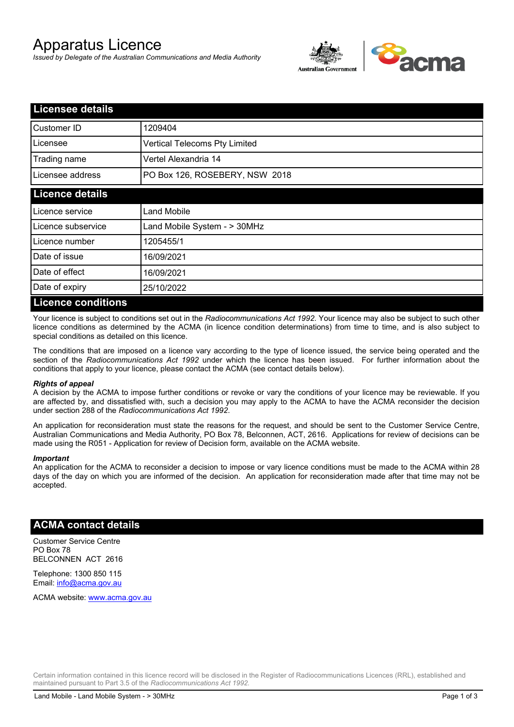# Apparatus Licence

*Issued by Delegate of the Australian Communications and Media Authority*

## Licensee details

| | |
|---|---|
| Customer ID | 1209404 |
| Licensee | Vertical Telecoms Pty Limited |
| Trading name | Vertel Alexandria 14 |
| Licensee address | PO Box 126, ROSEBERY, NSW 2018 |

## Licence details

| | |
|---|---|
| Licence service | Land Mobile |
| Licence subservice | Land Mobile System - > 30MHz |
| Licence number | 1205455/1 |
| Date of issue | 16/09/2021 |
| Date of effect | 16/09/2021 |
| Date of expiry | 25/10/2022 |

## Licence conditions

Your licence is subject to conditions set out in the *Radiocommunications Act 1992*. Your licence may also be subject to such other licence conditions as determined by the ACMA (in licence condition determinations) from time to time, and is also subject to special conditions as detailed on this licence.

The conditions that are imposed on a licence vary according to the type of licence issued, the service being operated and the section of the *Radiocommunications Act 1992* under which the licence has been issued. For further information about the conditions that apply to your licence, please contact the ACMA (see contact details below).

***Rights of appeal***

A decision by the ACMA to impose further conditions or revoke or vary the conditions of your licence may be reviewable. If you are affected by, and dissatisfied with, such a decision you may apply to the ACMA to have the ACMA reconsider the decision under section 288 of the *Radiocommunications Act 1992*.

An application for reconsideration must state the reasons for the request, and should be sent to the Customer Service Centre, Australian Communications and Media Authority, PO Box 78, Belconnen, ACT, 2616. Applications for review of decisions can be made using the R051 - Application for review of Decision form, available on the ACMA website.

***Important***

An application for the ACMA to reconsider a decision to impose or vary licence conditions must be made to the ACMA within 28 days of the day on which you are informed of the decision. An application for reconsideration made after that time may not be accepted.

## ACMA contact details

Customer Service Centre
PO Box 78
BELCONNEN ACT 2616

Telephone: 1300 850 115
Email: info@acma.gov.au

ACMA website: www.acma.gov.au

Certain information contained in this licence record will be disclosed in the Register of Radiocommunications Licences (RRL), established and maintained pursuant to Part 3.5 of the *Radiocommunications Act 1992.*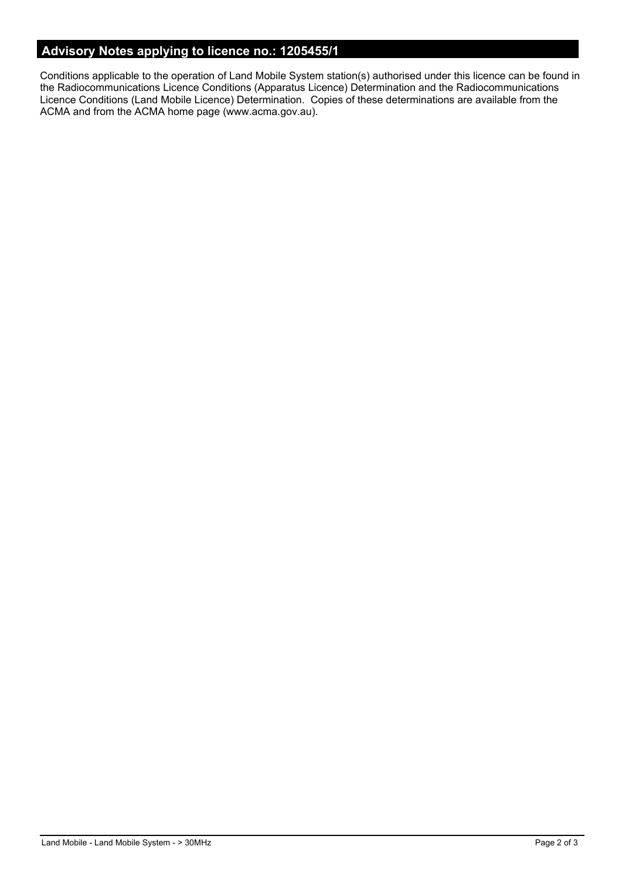## Advisory Notes applying to licence no.: 1205455/1

Conditions applicable to the operation of Land Mobile System station(s) authorised under this licence can be found in the Radiocommunications Licence Conditions (Apparatus Licence) Determination and the Radiocommunications Licence Conditions (Land Mobile Licence) Determination. Copies of these determinations are available from the ACMA and from the ACMA home page (www.acma.gov.au).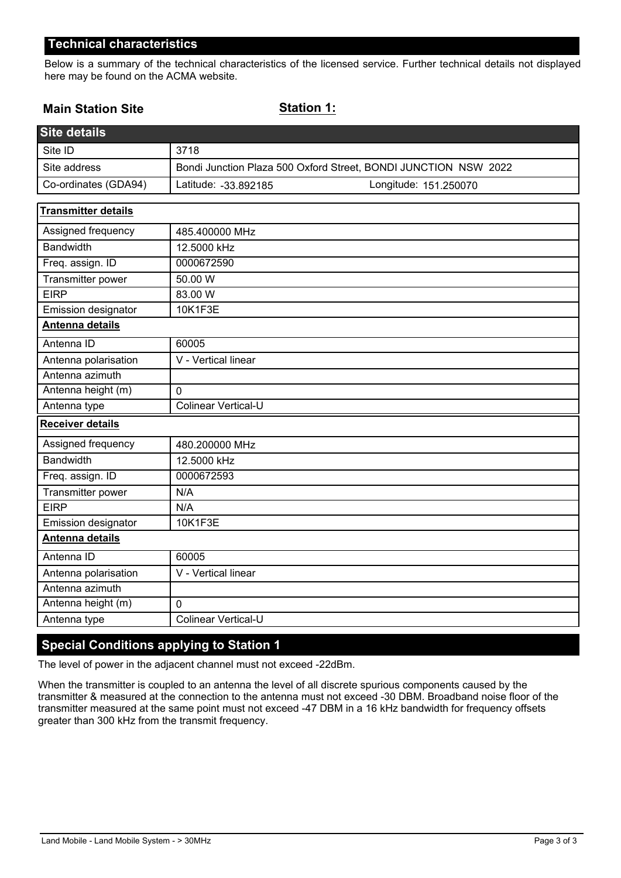## Technical characteristics

Below is a summary of the technical characteristics of the licensed service. Further technical details not displayed here may be found on the ACMA website.

**Main Station Site** **Station 1:**

| Site details | |
|---|---|
| Site ID | 3718 |
| Site address | Bondi Junction Plaza 500 Oxford Street, BONDI JUNCTION NSW 2022 |
| Co-ordinates (GDA94) | Latitude: -33.892185 Longitude: 151.250070 |

| Transmitter details | |
|---|---|
| Assigned frequency | 485.400000 MHz |
| Bandwidth | 12.5000 kHz |
| Freq. assign. ID | 0000672590 |
| Transmitter power | 50.00 W |
| EIRP | 83.00 W |
| Emission designator | 10K1F3E |
| **Antenna details** | |
| Antenna ID | 60005 |
| Antenna polarisation | V - Vertical linear |
| Antenna azimuth | |
| Antenna height (m) | 0 |
| Antenna type | Colinear Vertical-U |
| **Receiver details** | |
| Assigned frequency | 480.200000 MHz |
| Bandwidth | 12.5000 kHz |
| Freq. assign. ID | 0000672593 |
| Transmitter power | N/A |
| EIRP | N/A |
| Emission designator | 10K1F3E |
| **Antenna details** | |
| Antenna ID | 60005 |
| Antenna polarisation | V - Vertical linear |
| Antenna azimuth | |
| Antenna height (m) | 0 |
| Antenna type | Colinear Vertical-U |

## Special Conditions applying to Station 1

The level of power in the adjacent channel must not exceed -22dBm.

When the transmitter is coupled to an antenna the level of all discrete spurious components caused by the transmitter & measured at the connection to the antenna must not exceed -30 DBM. Broadband noise floor of the transmitter measured at the same point must not exceed -47 DBM in a 16 kHz bandwidth for frequency offsets greater than 300 kHz from the transmit frequency.

Land Mobile - Land Mobile System - > 30MHz